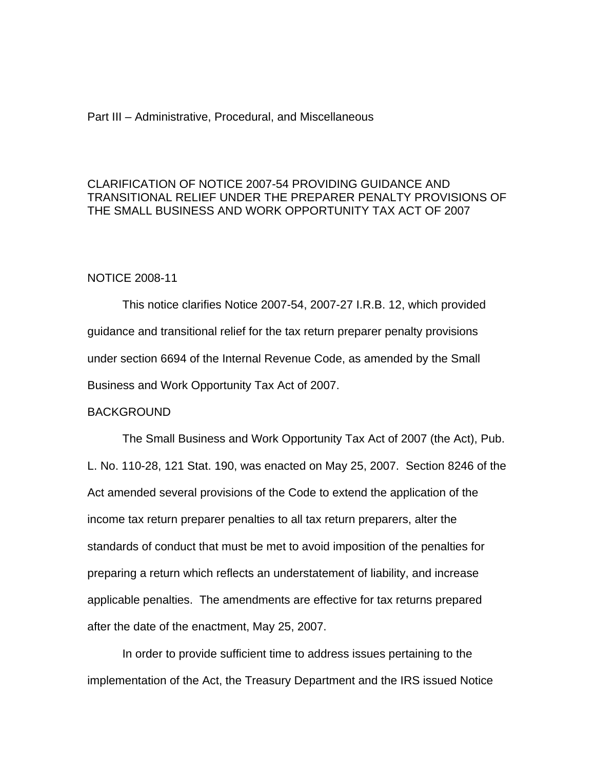Part III – Administrative, Procedural, and Miscellaneous

# CLARIFICATION OF NOTICE 2007-54 PROVIDING GUIDANCE AND TRANSITIONAL RELIEF UNDER THE PREPARER PENALTY PROVISIONS OF THE SMALL BUSINESS AND WORK OPPORTUNITY TAX ACT OF 2007

NOTICE 2008-11

This notice clarifies Notice 2007-54, 2007-27 I.R.B. 12, which provided guidance and transitional relief for the tax return preparer penalty provisions under section 6694 of the Internal Revenue Code, as amended by the Small Business and Work Opportunity Tax Act of 2007.

## BACKGROUND

The Small Business and Work Opportunity Tax Act of 2007 (the Act), Pub. L. No. 110-28, 121 Stat. 190, was enacted on May 25, 2007. Section 8246 of the Act amended several provisions of the Code to extend the application of the income tax return preparer penalties to all tax return preparers, alter the standards of conduct that must be met to avoid imposition of the penalties for preparing a return which reflects an understatement of liability, and increase applicable penalties. The amendments are effective for tax returns prepared after the date of the enactment, May 25, 2007.

In order to provide sufficient time to address issues pertaining to the implementation of the Act, the Treasury Department and the IRS issued Notice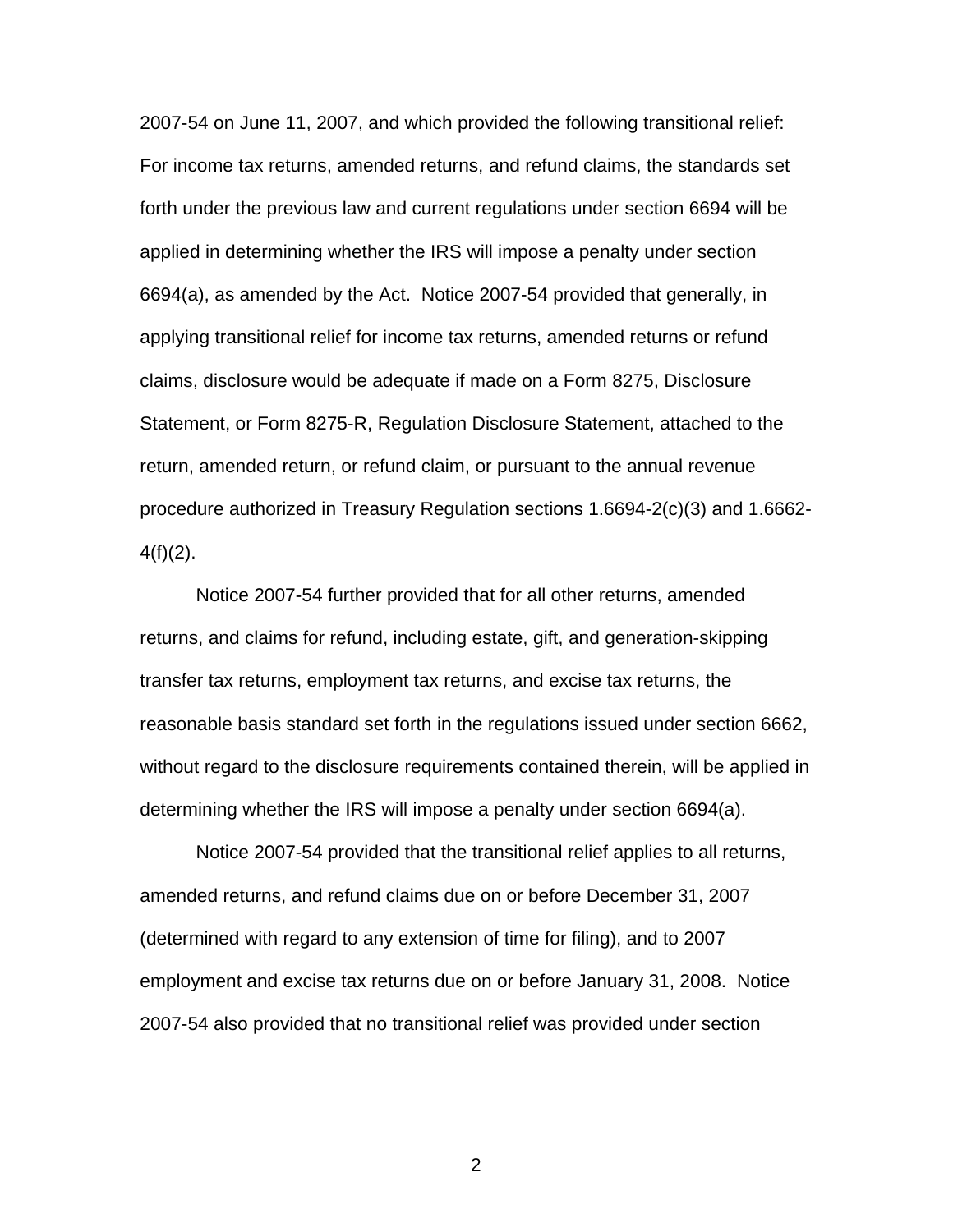2007-54 on June 11, 2007, and which provided the following transitional relief: For income tax returns, amended returns, and refund claims, the standards set forth under the previous law and current regulations under section 6694 will be applied in determining whether the IRS will impose a penalty under section 6694(a), as amended by the Act. Notice 2007-54 provided that generally, in applying transitional relief for income tax returns, amended returns or refund claims, disclosure would be adequate if made on a Form 8275, Disclosure Statement, or Form 8275-R, Regulation Disclosure Statement, attached to the return, amended return, or refund claim, or pursuant to the annual revenue procedure authorized in Treasury Regulation sections 1.6694-2(c)(3) and 1.6662-4(f)(2).

Notice 2007-54 further provided that for all other returns, amended returns, and claims for refund, including estate, gift, and generation-skipping transfer tax returns, employment tax returns, and excise tax returns, the reasonable basis standard set forth in the regulations issued under section 6662, without regard to the disclosure requirements contained therein, will be applied in determining whether the IRS will impose a penalty under section 6694(a).

Notice 2007-54 provided that the transitional relief applies to all returns, amended returns, and refund claims due on or before December 31, 2007 (determined with regard to any extension of time for filing), and to 2007 employment and excise tax returns due on or before January 31, 2008. Notice 2007-54 also provided that no transitional relief was provided under section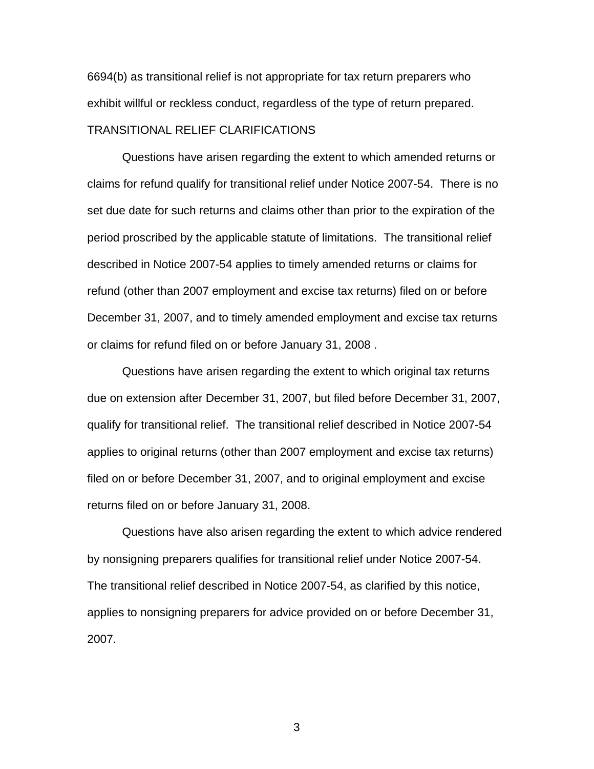6694(b) as transitional relief is not appropriate for tax return preparers who exhibit willful or reckless conduct, regardless of the type of return prepared.

## TRANSITIONAL RELIEF CLARIFICATIONS

Questions have arisen regarding the extent to which amended returns or claims for refund qualify for transitional relief under Notice 2007-54. There is no set due date for such returns and claims other than prior to the expiration of the period proscribed by the applicable statute of limitations. The transitional relief described in Notice 2007-54 applies to timely amended returns or claims for refund (other than 2007 employment and excise tax returns) filed on or before December 31, 2007, and to timely amended employment and excise tax returns or claims for refund filed on or before January 31, 2008 .

Questions have arisen regarding the extent to which original tax returns due on extension after December 31, 2007, but filed before December 31, 2007, qualify for transitional relief. The transitional relief described in Notice 2007-54 applies to original returns (other than 2007 employment and excise tax returns) filed on or before December 31, 2007, and to original employment and excise returns filed on or before January 31, 2008.

Questions have also arisen regarding the extent to which advice rendered by nonsigning preparers qualifies for transitional relief under Notice 2007-54. The transitional relief described in Notice 2007-54, as clarified by this notice, applies to nonsigning preparers for advice provided on or before December 31, 2007.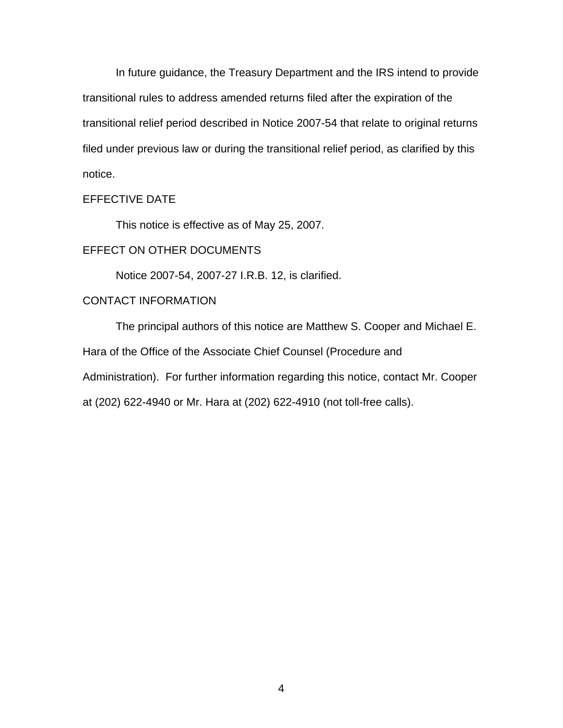In future guidance, the Treasury Department and the IRS intend to provide transitional rules to address amended returns filed after the expiration of the transitional relief period described in Notice 2007-54 that relate to original returns filed under previous law or during the transitional relief period, as clarified by this notice.

## EFFECTIVE DATE

This notice is effective as of May 25, 2007.

## EFFECT ON OTHER DOCUMENTS

Notice 2007-54, 2007-27 I.R.B. 12, is clarified.

## CONTACT INFORMATION

The principal authors of this notice are Matthew S. Cooper and Michael E. Hara of the Office of the Associate Chief Counsel (Procedure and Administration). For further information regarding this notice, contact Mr. Cooper at (202) 622-4940 or Mr. Hara at (202) 622-4910 (not toll-free calls).